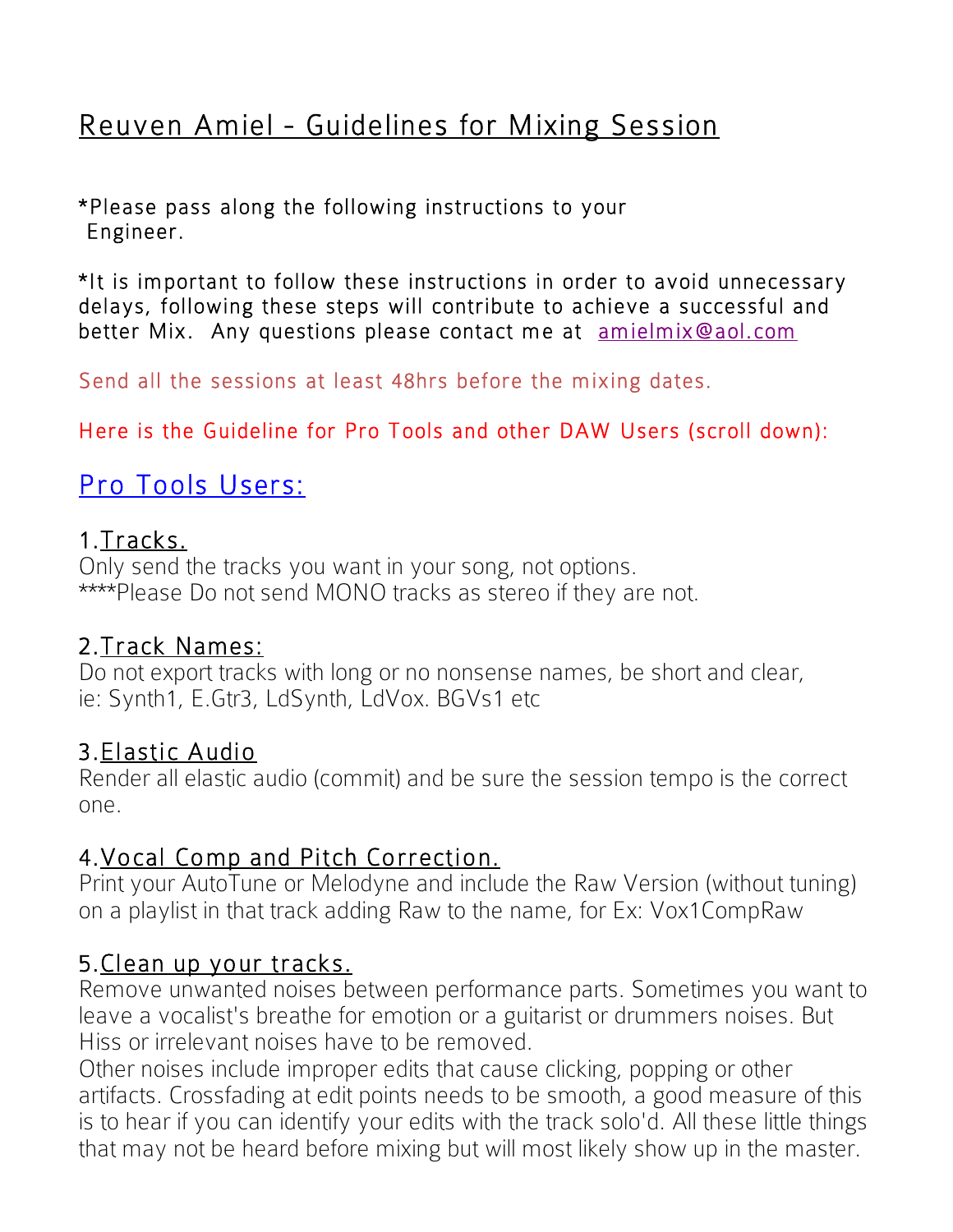# Reuven Amiel - Guidelines for Mixing Session

*Please pass along the following instructions to your Engineer.

*It is important to follow these instructions in order to avoid unnecessary delays, following these steps will contribute to achieve a successful and better Mix.  Any questions please contact me at amielmix@aol.com

Send all the sessions at least 48hrs before the mixing dates.

Here is the Guideline for Pro Tools and other DAW Users (scroll down):

## Pro Tools Users:

### 1. Tracks.

Only send the tracks you want in your song, not options.
****Please Do not send MONO tracks as stereo if they are not.

### 2. Track Names:

Do not export tracks with long or no nonsense names, be short and clear, ie: Synth1, E.Gtr3, LdSynth, LdVox. BGVs1 etc

### 3. Elastic Audio

Render all elastic audio (commit) and be sure the session tempo is the correct one.

### 4. Vocal Comp and Pitch Correction.

Print your AutoTune or Melodyne and include the Raw Version (without tuning) on a playlist in that track adding Raw to the name, for Ex: Vox1CompRaw

### 5. Clean up your tracks.

Remove unwanted noises between performance parts. Sometimes you want to leave a vocalist's breathe for emotion or a guitarist or drummers noises. But Hiss or irrelevant noises have to be removed.
Other noises include improper edits that cause clicking, popping or other artifacts. Crossfading at edit points needs to be smooth, a good measure of this is to hear if you can identify your edits with the track solo'd. All these little things that may not be heard before mixing but will most likely show up in the master.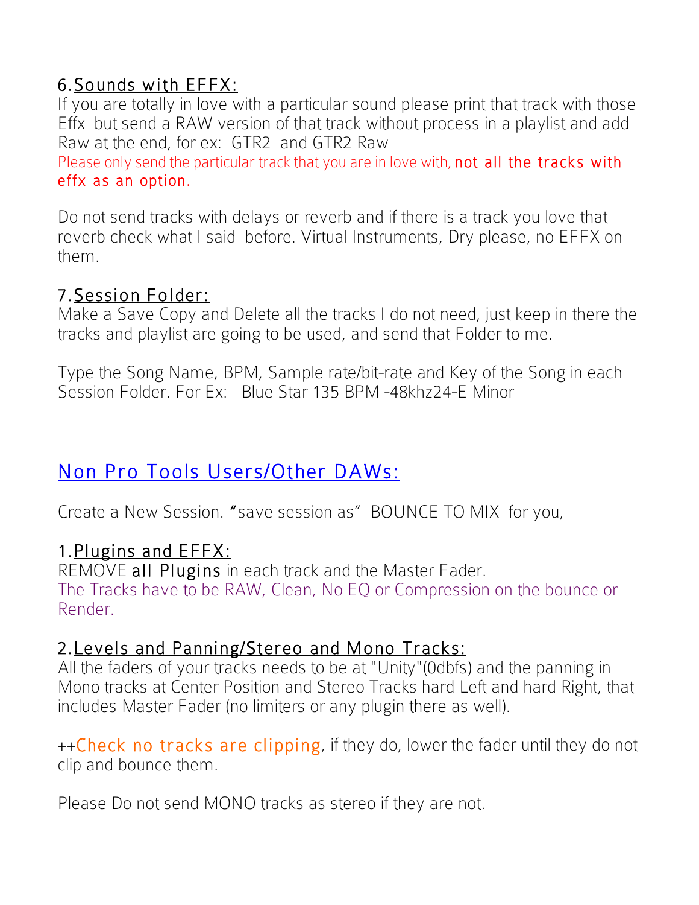6.Sounds with EFFX:

If you are totally in love with a particular sound please print that track with those Effx but send a RAW version of that track without process in a playlist and add Raw at the end, for ex: GTR2 and GTR2 Raw

Please only send the particular track that you are in love with, not all the tracks with effx as an option.

Do not send tracks with delays or reverb and if there is a track you love that reverb check what I said before. Virtual Instruments, Dry please, no EFFX on them.

7.Session Folder:

Make a Save Copy and Delete all the tracks I do not need, just keep in there the tracks and playlist are going to be used, and send that Folder to me.

Type the Song Name, BPM, Sample rate/bit-rate and Key of the Song in each Session Folder. For Ex: Blue Star 135 BPM -48khz24-E Minor

## Non Pro Tools Users/Other DAWs:

Create a New Session. "save session as" BOUNCE TO MIX for you,

1.Plugins and EFFX:

REMOVE **all Plugins** in each track and the Master Fader.

The Tracks have to be RAW, Clean, No EQ or Compression on the bounce or Render.

2.Levels and Panning/Stereo and Mono Tracks:

All the faders of your tracks needs to be at "Unity"(0dbfs) and the panning in Mono tracks at Center Position and Stereo Tracks hard Left and hard Right, that includes Master Fader (no limiters or any plugin there as well).

++Check no tracks are clipping, if they do, lower the fader until they do not clip and bounce them.

Please Do not send MONO tracks as stereo if they are not.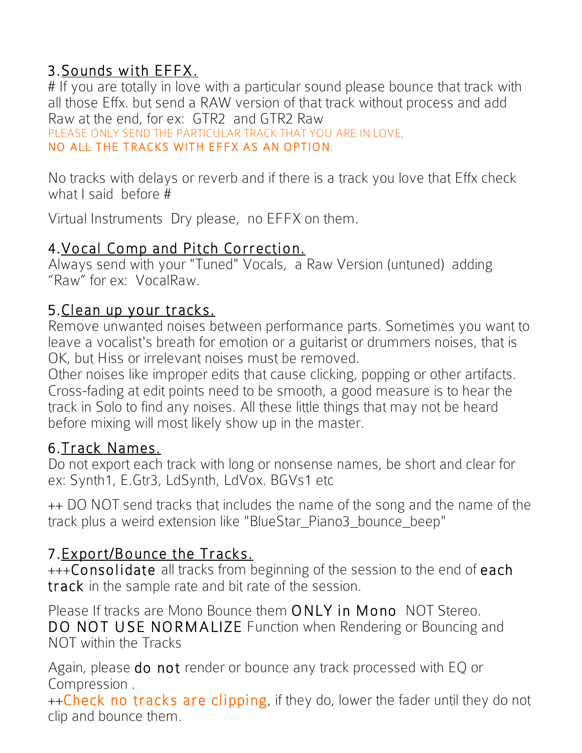## 3. Sounds with EFFX.

# If you are totally in love with a particular sound please bounce that track with all those Effx. but send a RAW version of that track without process and add Raw at the end, for ex:  GTR2  and GTR2 Raw

PLEASE ONLY SEND THE PARTICULAR TRACK THAT YOU ARE IN LOVE,
**NO ALL THE TRACKS WITH EFFX AS AN OPTION.**

No tracks with delays or reverb and if there is a track you love that Effx check what I said  before #

Virtual Instruments  Dry please,  no EFFX on them.

## 4. Vocal Comp and Pitch Correction.

Always send with your "Tuned" Vocals,  a Raw Version (untuned)  adding "Raw" for ex:  VocalRaw.

## 5. Clean up your tracks.

Remove unwanted noises between performance parts. Sometimes you want to leave a vocalist's breath for emotion or a guitarist or drummers noises, that is OK, but Hiss or irrelevant noises must be removed.
Other noises like improper edits that cause clicking, popping or other artifacts. Cross-fading at edit points need to be smooth, a good measure is to hear the track in Solo to find any noises. All these little things that may not be heard before mixing will most likely show up in the master.

## 6. Track Names.

Do not export each track with long or nonsense names, be short and clear for ex: Synth1, E.Gtr3, LdSynth, LdVox. BGVs1 etc

++ DO NOT send tracks that includes the name of the song and the name of the track plus a weird extension like "BlueStar_Piano3_bounce_beep"

## 7. Export/Bounce the Tracks.

+++**Consolidate** all tracks from beginning of the session to the end of **each track** in the sample rate and bit rate of the session.

Please If tracks are Mono Bounce them **ONLY in Mono**  NOT Stereo.
**DO NOT USE NORMALIZE** Function when Rendering or Bouncing and NOT within the Tracks

Again, please **do not** render or bounce any track processed with EQ or Compression .
++**Check no tracks are clipping**, if they do, lower the fader until they do not clip and bounce them.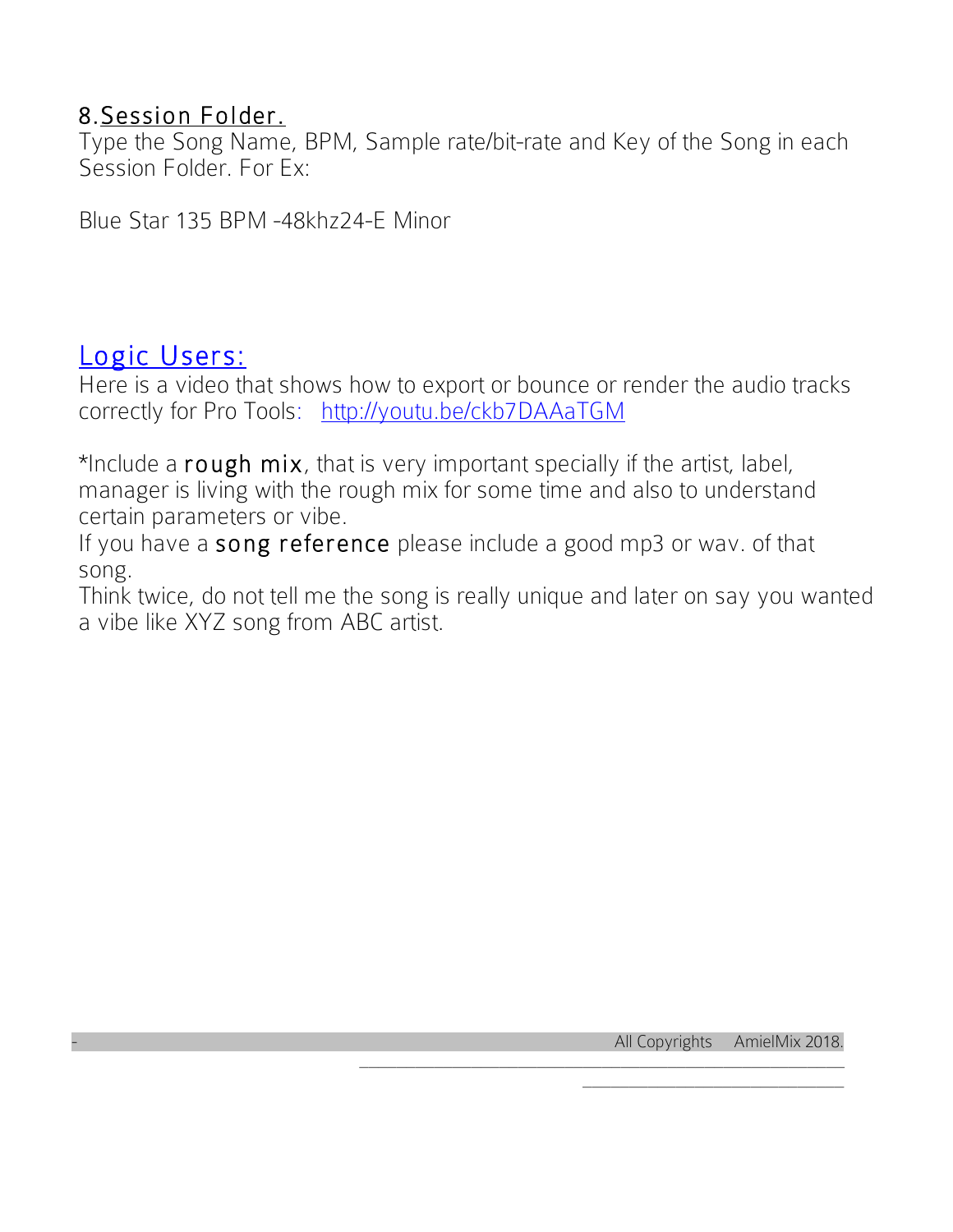## 8. Session Folder.

Type the Song Name, BPM, Sample rate/bit-rate and Key of the Song in each Session Folder. For Ex:

Blue Star 135 BPM -48khz24-E Minor

## Logic Users:

Here is a video that shows how to export or bounce or render the audio tracks correctly for Pro Tools: [http://youtu.be/ckb7DAAaTGM](http://youtu.be/ckb7DAAaTGM)

*Include a **rough mix**, that is very important specially if the artist, label, manager is living with the rough mix for some time and also to understand certain parameters or vibe.

If you have a **song reference** please include a good mp3 or wav. of that song.

Think twice, do not tell me the song is really unique and later on say you wanted a vibe like XYZ song from ABC artist.

All Copyrights AmielMix 2018.